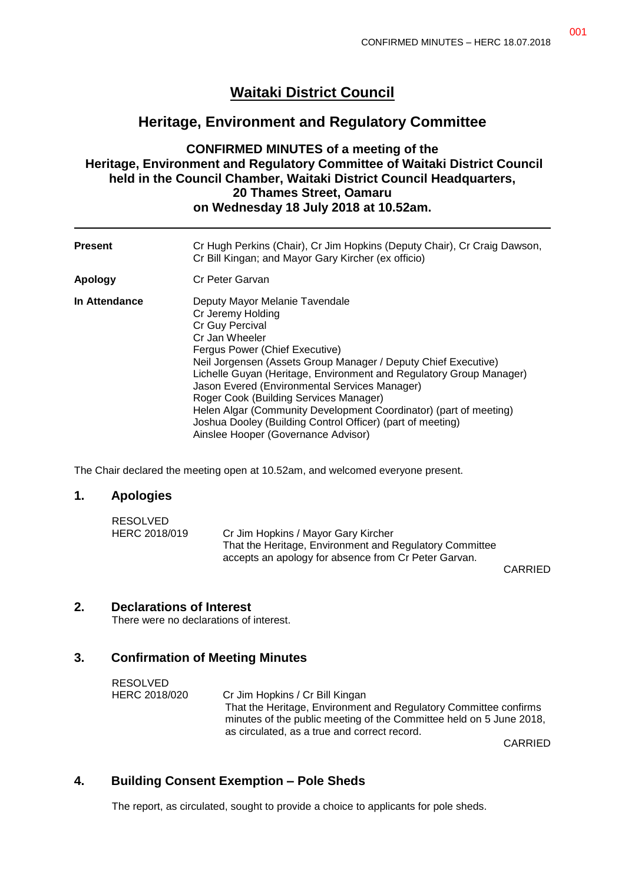# Waitaki District Council

## Heritage, Environment and Regulatory Committee

**CONFIRMED MINUTES of a meeting of the Heritage, Environment and Regulatory Committee of Waitaki District Council held in the Council Chamber, Waitaki District Council Headquarters, 20 Thames Street, Oamaru on Wednesday 18 July 2018 at 10.52am.**

| | |
|---|---|
| **Present** | Cr Hugh Perkins (Chair), Cr Jim Hopkins (Deputy Chair), Cr Craig Dawson, Cr Bill Kingan; and Mayor Gary Kircher (ex officio) |
| **Apology** | Cr Peter Garvan |
| **In Attendance** | Deputy Mayor Melanie Tavendale<br>Cr Jeremy Holding<br>Cr Guy Percival<br>Cr Jan Wheeler<br>Fergus Power (Chief Executive)<br>Neil Jorgensen (Assets Group Manager / Deputy Chief Executive)<br>Lichelle Guyan (Heritage, Environment and Regulatory Group Manager)<br>Jason Evered (Environmental Services Manager)<br>Roger Cook (Building Services Manager)<br>Helen Algar (Community Development Coordinator) (part of meeting)<br>Joshua Dooley (Building Control Officer) (part of meeting)<br>Ainslee Hooper (Governance Advisor) |

The Chair declared the meeting open at 10.52am, and welcomed everyone present.

## 1. Apologies

RESOLVED
HERC 2018/019 Cr Jim Hopkins / Mayor Gary Kircher
That the Heritage, Environment and Regulatory Committee accepts an apology for absence from Cr Peter Garvan.

CARRIED

## 2. Declarations of Interest

There were no declarations of interest.

## 3. Confirmation of Meeting Minutes

RESOLVED
HERC 2018/020 Cr Jim Hopkins / Cr Bill Kingan
That the Heritage, Environment and Regulatory Committee confirms minutes of the public meeting of the Committee held on 5 June 2018, as circulated, as a true and correct record.

CARRIED

## 4. Building Consent Exemption – Pole Sheds

The report, as circulated, sought to provide a choice to applicants for pole sheds.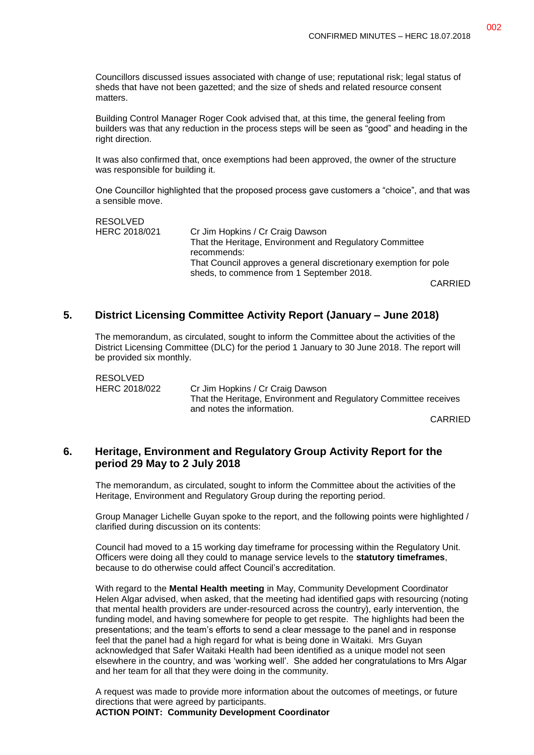Councillors discussed issues associated with change of use; reputational risk; legal status of sheds that have not been gazetted; and the size of sheds and related resource consent matters.

Building Control Manager Roger Cook advised that, at this time, the general feeling from builders was that any reduction in the process steps will be seen as "good" and heading in the right direction.

It was also confirmed that, once exemptions had been approved, the owner of the structure was responsible for building it.

One Councillor highlighted that the proposed process gave customers a "choice", and that was a sensible move.

RESOLVED
HERC 2018/021 — Cr Jim Hopkins / Cr Craig Dawson
That the Heritage, Environment and Regulatory Committee recommends:
That Council approves a general discretionary exemption for pole sheds, to commence from 1 September 2018.

CARRIED

## 5. District Licensing Committee Activity Report (January – June 2018)

The memorandum, as circulated, sought to inform the Committee about the activities of the District Licensing Committee (DLC) for the period 1 January to 30 June 2018. The report will be provided six monthly.

RESOLVED
HERC 2018/022 — Cr Jim Hopkins / Cr Craig Dawson
That the Heritage, Environment and Regulatory Committee receives and notes the information.

CARRIED

## 6. Heritage, Environment and Regulatory Group Activity Report for the period 29 May to 2 July 2018

The memorandum, as circulated, sought to inform the Committee about the activities of the Heritage, Environment and Regulatory Group during the reporting period.

Group Manager Lichelle Guyan spoke to the report, and the following points were highlighted / clarified during discussion on its contents:

Council had moved to a 15 working day timeframe for processing within the Regulatory Unit. Officers were doing all they could to manage service levels to the **statutory timeframes**, because to do otherwise could affect Council's accreditation.

With regard to the **Mental Health meeting** in May, Community Development Coordinator Helen Algar advised, when asked, that the meeting had identified gaps with resourcing (noting that mental health providers are under-resourced across the country), early intervention, the funding model, and having somewhere for people to get respite. The highlights had been the presentations; and the team's efforts to send a clear message to the panel and in response feel that the panel had a high regard for what is being done in Waitaki. Mrs Guyan acknowledged that Safer Waitaki Health had been identified as a unique model not seen elsewhere in the country, and was 'working well'. She added her congratulations to Mrs Algar and her team for all that they were doing in the community.

A request was made to provide more information about the outcomes of meetings, or future directions that were agreed by participants.

**ACTION POINT: Community Development Coordinator**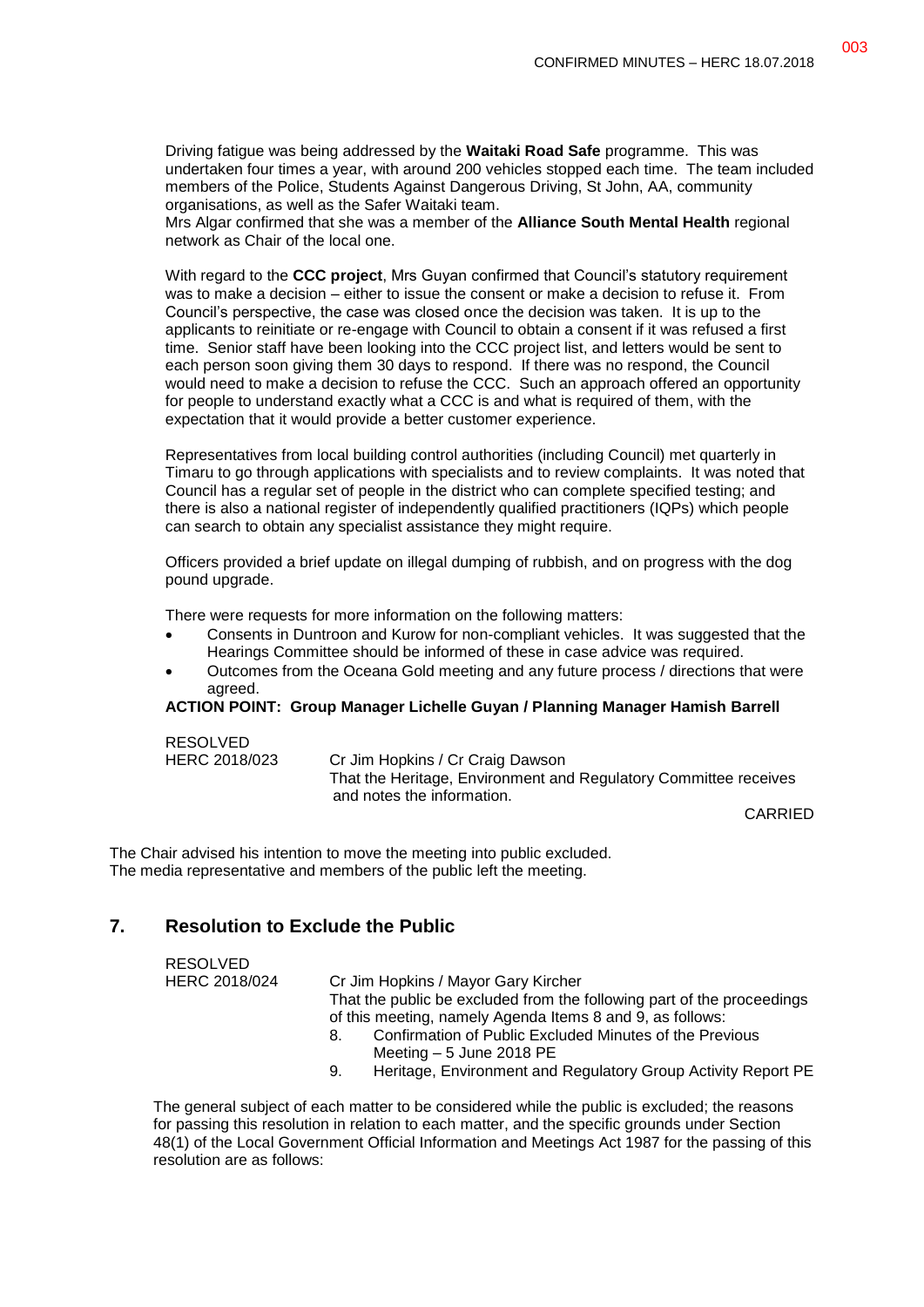Driving fatigue was being addressed by the **Waitaki Road Safe** programme. This was undertaken four times a year, with around 200 vehicles stopped each time. The team included members of the Police, Students Against Dangerous Driving, St John, AA, community organisations, as well as the Safer Waitaki team.
Mrs Algar confirmed that she was a member of the **Alliance South Mental Health** regional network as Chair of the local one.

With regard to the **CCC project**, Mrs Guyan confirmed that Council's statutory requirement was to make a decision – either to issue the consent or make a decision to refuse it. From Council's perspective, the case was closed once the decision was taken. It is up to the applicants to reinitiate or re-engage with Council to obtain a consent if it was refused a first time. Senior staff have been looking into the CCC project list, and letters would be sent to each person soon giving them 30 days to respond. If there was no respond, the Council would need to make a decision to refuse the CCC. Such an approach offered an opportunity for people to understand exactly what a CCC is and what is required of them, with the expectation that it would provide a better customer experience.

Representatives from local building control authorities (including Council) met quarterly in Timaru to go through applications with specialists and to review complaints. It was noted that Council has a regular set of people in the district who can complete specified testing; and there is also a national register of independently qualified practitioners (IQPs) which people can search to obtain any specialist assistance they might require.

Officers provided a brief update on illegal dumping of rubbish, and on progress with the dog pound upgrade.

There were requests for more information on the following matters:

- Consents in Duntroon and Kurow for non-compliant vehicles. It was suggested that the Hearings Committee should be informed of these in case advice was required.
- Outcomes from the Oceana Gold meeting and any future process / directions that were agreed.

**ACTION POINT: Group Manager Lichelle Guyan / Planning Manager Hamish Barrell**

RESOLVED
HERC 2018/023 Cr Jim Hopkins / Cr Craig Dawson
That the Heritage, Environment and Regulatory Committee receives and notes the information.

CARRIED

The Chair advised his intention to move the meeting into public excluded.
The media representative and members of the public left the meeting.

## 7. Resolution to Exclude the Public

RESOLVED
HERC 2018/024 Cr Jim Hopkins / Mayor Gary Kircher
That the public be excluded from the following part of the proceedings of this meeting, namely Agenda Items 8 and 9, as follows:

8. Confirmation of Public Excluded Minutes of the Previous Meeting – 5 June 2018 PE
9. Heritage, Environment and Regulatory Group Activity Report PE

The general subject of each matter to be considered while the public is excluded; the reasons for passing this resolution in relation to each matter, and the specific grounds under Section 48(1) of the Local Government Official Information and Meetings Act 1987 for the passing of this resolution are as follows: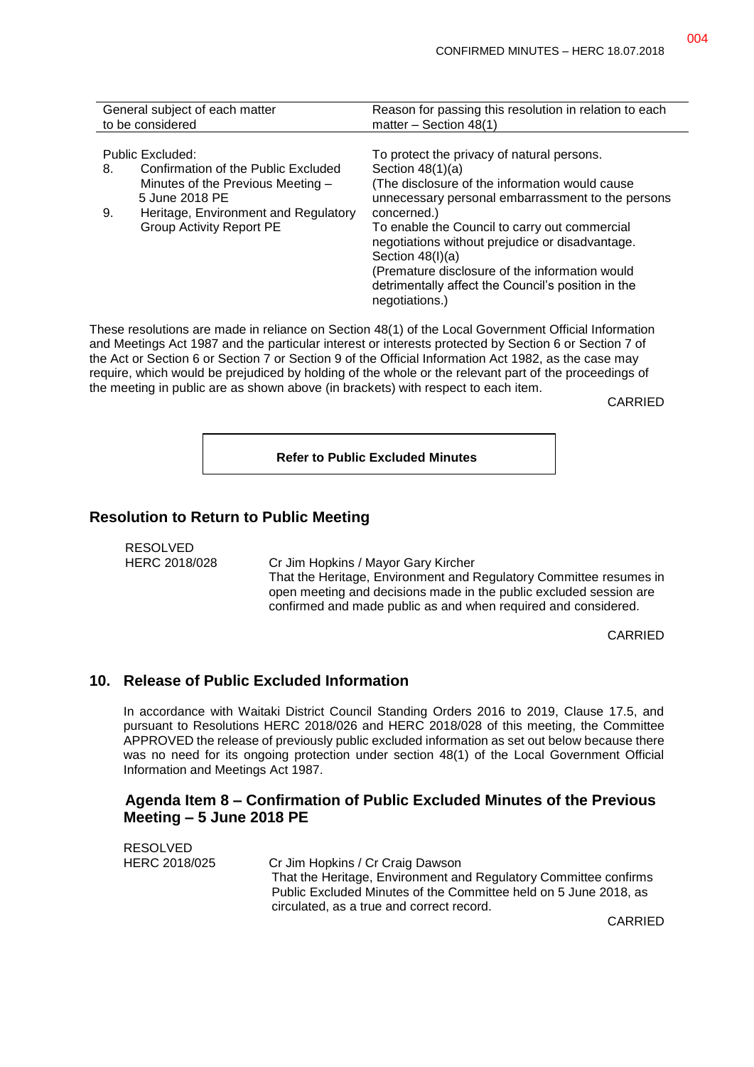| General subject of each matter to be considered | Reason for passing this resolution in relation to each matter – Section 48(1) |
|---|---|
| Public Excluded:<br>8. Confirmation of the Public Excluded Minutes of the Previous Meeting – 5 June 2018 PE<br>9. Heritage, Environment and Regulatory Group Activity Report PE | To protect the privacy of natural persons. Section 48(1)(a)<br>(The disclosure of the information would cause unnecessary personal embarrassment to the persons concerned.)<br>To enable the Council to carry out commercial negotiations without prejudice or disadvantage. Section 48(I)(a)<br>(Premature disclosure of the information would detrimentally affect the Council's position in the negotiations.) |

These resolutions are made in reliance on Section 48(1) of the Local Government Official Information and Meetings Act 1987 and the particular interest or interests protected by Section 6 or Section 7 of the Act or Section 6 or Section 7 or Section 9 of the Official Information Act 1982, as the case may require, which would be prejudiced by holding of the whole or the relevant part of the proceedings of the meeting in public are as shown above (in brackets) with respect to each item.

CARRIED

**Refer to Public Excluded Minutes**

## Resolution to Return to Public Meeting

RESOLVED
HERC 2018/028 Cr Jim Hopkins / Mayor Gary Kircher

That the Heritage, Environment and Regulatory Committee resumes in open meeting and decisions made in the public excluded session are confirmed and made public as and when required and considered.

CARRIED

## 10. Release of Public Excluded Information

In accordance with Waitaki District Council Standing Orders 2016 to 2019, Clause 17.5, and pursuant to Resolutions HERC 2018/026 and HERC 2018/028 of this meeting, the Committee APPROVED the release of previously public excluded information as set out below because there was no need for its ongoing protection under section 48(1) of the Local Government Official Information and Meetings Act 1987.

### Agenda Item 8 – Confirmation of Public Excluded Minutes of the Previous Meeting – 5 June 2018 PE

RESOLVED
HERC 2018/025 Cr Jim Hopkins / Cr Craig Dawson

That the Heritage, Environment and Regulatory Committee confirms Public Excluded Minutes of the Committee held on 5 June 2018, as circulated, as a true and correct record.

CARRIED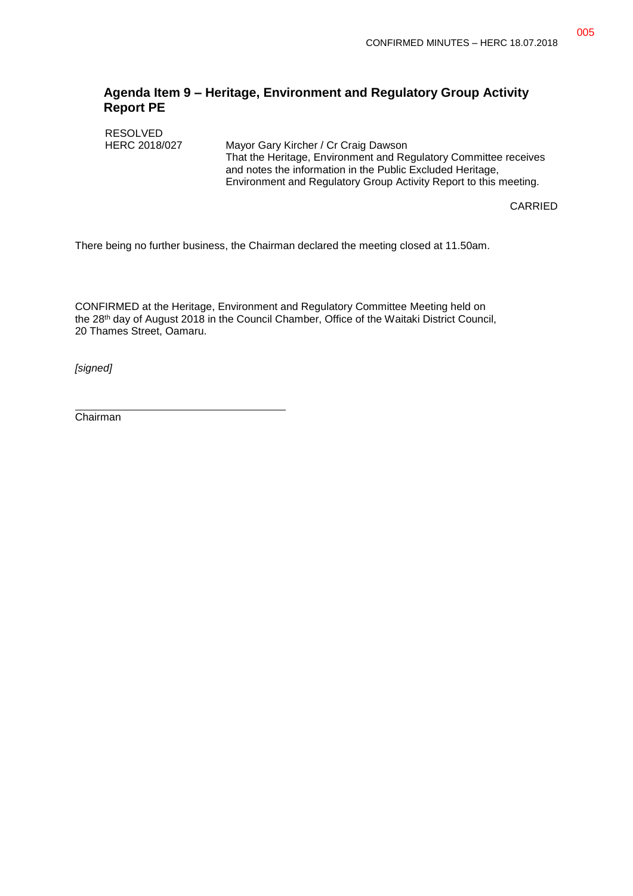## Agenda Item 9 – Heritage, Environment and Regulatory Group Activity Report PE

RESOLVED
HERC 2018/027 Mayor Gary Kircher / Cr Craig Dawson
That the Heritage, Environment and Regulatory Committee receives and notes the information in the Public Excluded Heritage, Environment and Regulatory Group Activity Report to this meeting.

CARRIED

There being no further business, the Chairman declared the meeting closed at 11.50am.

CONFIRMED at the Heritage, Environment and Regulatory Committee Meeting held on the 28th day of August 2018 in the Council Chamber, Office of the Waitaki District Council, 20 Thames Street, Oamaru.

*[signed]*

Chairman